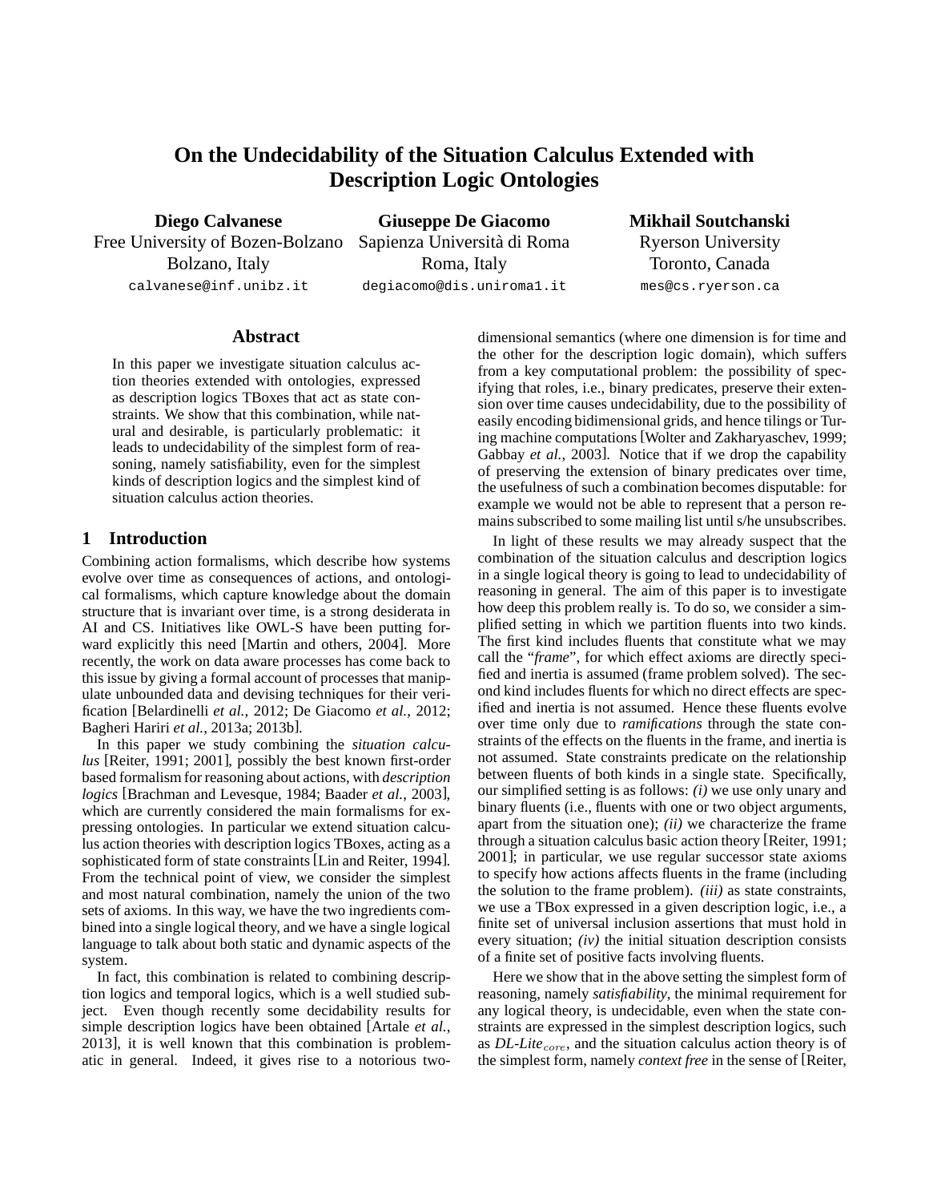# On the Undecidability of the Situation Calculus Extended with Description Logic Ontologies

**Diego Calvanese**
Free University of Bozen-Bolzano
Bolzano, Italy
calvanese@inf.unibz.it

**Giuseppe De Giacomo**
Sapienza Università di Roma
Roma, Italy
degiacomo@dis.uniroma1.it

**Mikhail Soutchanski**
Ryerson University
Toronto, Canada
mes@cs.ryerson.ca

## Abstract

In this paper we investigate situation calculus action theories extended with ontologies, expressed as description logics TBoxes that act as state constraints. We show that this combination, while natural and desirable, is particularly problematic: it leads to undecidability of the simplest form of reasoning, namely satisfiability, even for the simplest kinds of description logics and the simplest kind of situation calculus action theories.

## 1 Introduction

Combining action formalisms, which describe how systems evolve over time as consequences of actions, and ontological formalisms, which capture knowledge about the domain structure that is invariant over time, is a strong desiderata in AI and CS. Initiatives like OWL-S have been putting forward explicitly this need [Martin and others, 2004]. More recently, the work on data aware processes has come back to this issue by giving a formal account of processes that manipulate unbounded data and devising techniques for their verification [Belardinelli *et al.*, 2012; De Giacomo *et al.*, 2012; Bagheri Hariri *et al.*, 2013a; 2013b].

In this paper we study combining the *situation calculus* [Reiter, 1991; 2001], possibly the best known first-order based formalism for reasoning about actions, with *description logics* [Brachman and Levesque, 1984; Baader *et al.*, 2003], which are currently considered the main formalisms for expressing ontologies. In particular we extend situation calculus action theories with description logics TBoxes, acting as a sophisticated form of state constraints [Lin and Reiter, 1994]. From the technical point of view, we consider the simplest and most natural combination, namely the union of the two sets of axioms. In this way, we have the two ingredients combined into a single logical theory, and we have a single logical language to talk about both static and dynamic aspects of the system.

In fact, this combination is related to combining description logics and temporal logics, which is a well studied subject. Even though recently some decidability results for simple description logics have been obtained [Artale *et al.*, 2013], it is well known that this combination is problematic in general. Indeed, it gives rise to a notorious two-dimensional semantics (where one dimension is for time and the other for the description logic domain), which suffers from a key computational problem: the possibility of specifying that roles, i.e., binary predicates, preserve their extension over time causes undecidability, due to the possibility of easily encoding bidimensional grids, and hence tilings or Turing machine computations [Wolter and Zakharyaschev, 1999; Gabbay *et al.*, 2003]. Notice that if we drop the capability of preserving the extension of binary predicates over time, the usefulness of such a combination becomes disputable: for example we would not be able to represent that a person remains subscribed to some mailing list until s/he unsubscribes.

In light of these results we may already suspect that the combination of the situation calculus and description logics in a single logical theory is going to lead to undecidability of reasoning in general. The aim of this paper is to investigate how deep this problem really is. To do so, we consider a simplified setting in which we partition fluents into two kinds. The first kind includes fluents that constitute what we may call the "*frame*", for which effect axioms are directly specified and inertia is assumed (frame problem solved). The second kind includes fluents for which no direct effects are specified and inertia is not assumed. Hence these fluents evolve over time only due to *ramifications* through the state constraints of the effects on the fluents in the frame, and inertia is not assumed. State constraints predicate on the relationship between fluents of both kinds in a single state. Specifically, our simplified setting is as follows: *(i)* we use only unary and binary fluents (i.e., fluents with one or two object arguments, apart from the situation one); *(ii)* we characterize the frame through a situation calculus basic action theory [Reiter, 1991; 2001]; in particular, we use regular successor state axioms to specify how actions affects fluents in the frame (including the solution to the frame problem). *(iii)* as state constraints, we use a TBox expressed in a given description logic, i.e., a finite set of universal inclusion assertions that must hold in every situation; *(iv)* the initial situation description consists of a finite set of positive facts involving fluents.

Here we show that in the above setting the simplest form of reasoning, namely *satisfiability*, the minimal requirement for any logical theory, is undecidable, even when the state constraints are expressed in the simplest description logics, such as *DL-Lite*$_{core}$, and the situation calculus action theory is of the simplest form, namely *context free* in the sense of [Reiter,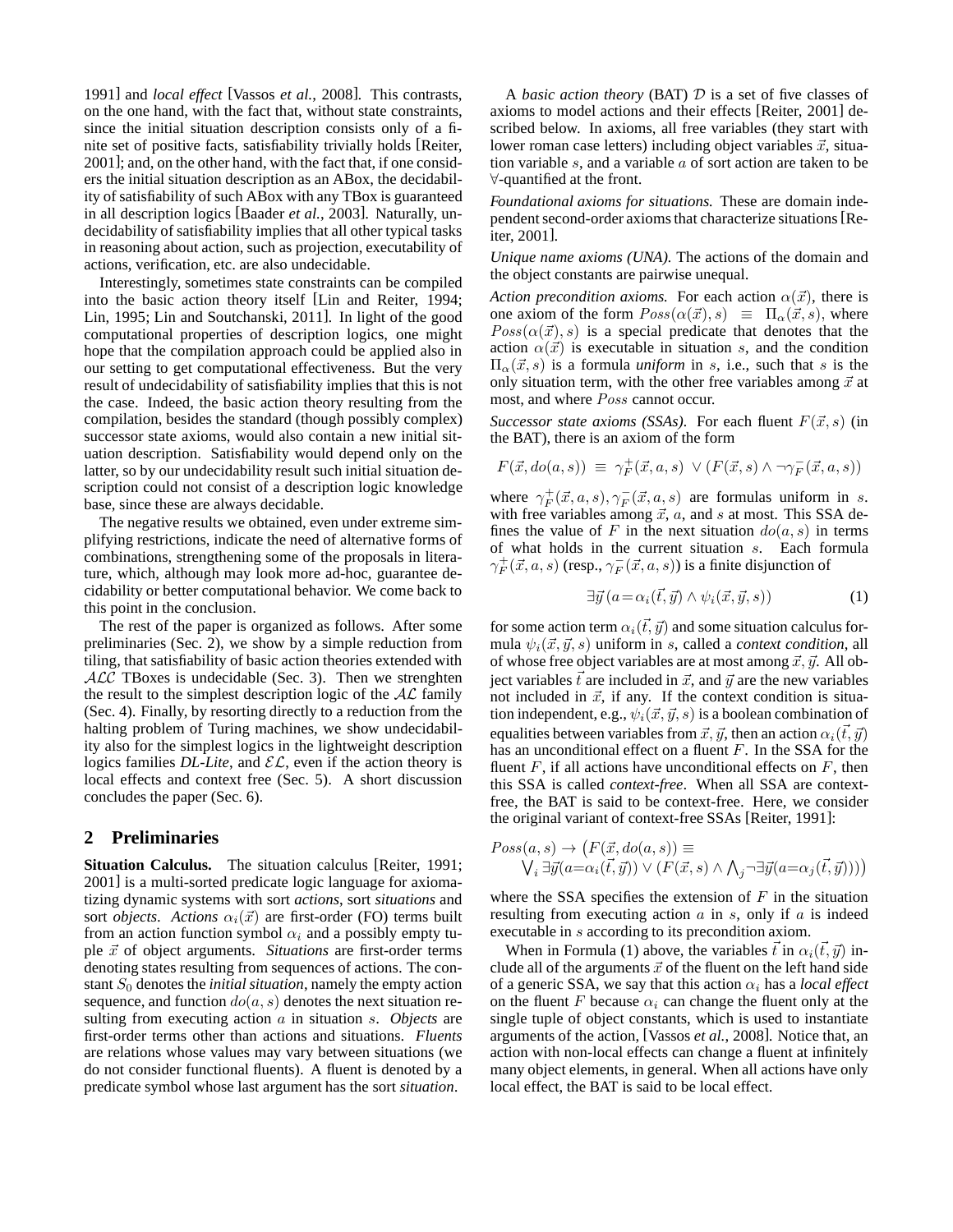1991] and *local effect* [Vassos *et al.*, 2008]. This contrasts, on the one hand, with the fact that, without state constraints, since the initial situation description consists only of a finite set of positive facts, satisfiability trivially holds [Reiter, 2001]; and, on the other hand, with the fact that, if one considers the initial situation description as an ABox, the decidability of satisfiability of such ABox with any TBox is guaranteed in all description logics [Baader *et al.*, 2003]. Naturally, undecidability of satisfiability implies that all other typical tasks in reasoning about action, such as projection, executability of actions, verification, etc. are also undecidable.

Interestingly, sometimes state constraints can be compiled into the basic action theory itself [Lin and Reiter, 1994; Lin, 1995; Lin and Soutchanski, 2011]. In light of the good computational properties of description logics, one might hope that the compilation approach could be applied also in our setting to get computational effectiveness. But the very result of undecidability of satisfiability implies that this is not the case. Indeed, the basic action theory resulting from the compilation, besides the standard (though possibly complex) successor state axioms, would also contain a new initial situation description. Satisfiability would depend only on the latter, so by our undecidability result such initial situation description could not consist of a description logic knowledge base, since these are always decidable.

The negative results we obtained, even under extreme simplifying restrictions, indicate the need of alternative forms of combinations, strengthening some of the proposals in literature, which, although may look more ad-hoc, guarantee decidability or better computational behavior. We come back to this point in the conclusion.

The rest of the paper is organized as follows. After some preliminaries (Sec. 2), we show by a simple reduction from tiling, that satisfiability of basic action theories extended with $\mathcal{ALC}$ TBoxes is undecidable (Sec. 3). Then we strenghten the result to the simplest description logic of the $\mathcal{AL}$ family (Sec. 4). Finally, by resorting directly to a reduction from the halting problem of Turing machines, we show undecidability also for the simplest logics in the lightweight description logics families *DL-Lite*, and $\mathcal{EL}$, even if the action theory is local effects and context free (Sec. 5). A short discussion concludes the paper (Sec. 6).

## 2 Preliminaries

**Situation Calculus.** The situation calculus [Reiter, 1991; 2001] is a multi-sorted predicate logic language for axiomatizing dynamic systems with sort *actions*, sort *situations* and sort *objects*. *Actions* $\alpha_i(\vec{x})$ are first-order (FO) terms built from an action function symbol $\alpha_i$ and a possibly empty tuple $\vec{x}$ of object arguments. *Situations* are first-order terms denoting states resulting from sequences of actions. The constant $S_0$ denotes the *initial situation*, namely the empty action sequence, and function $do(a, s)$ denotes the next situation resulting from executing action $a$ in situation $s$. *Objects* are first-order terms other than actions and situations. *Fluents* are relations whose values may vary between situations (we do not consider functional fluents). A fluent is denoted by a predicate symbol whose last argument has the sort *situation*.

A *basic action theory* (BAT) $\mathcal{D}$ is a set of five classes of axioms to model actions and their effects [Reiter, 2001] described below. In axioms, all free variables (they start with lower roman case letters) including object variables $\vec{x}$, situation variable $s$, and a variable $a$ of sort action are taken to be $\forall$-quantified at the front.

*Foundational axioms for situations.* These are domain independent second-order axioms that characterize situations [Reiter, 2001].

*Unique name axioms (UNA).* The actions of the domain and the object constants are pairwise unequal.

*Action precondition axioms.* For each action $\alpha(\vec{x})$, there is one axiom of the form $Poss(\alpha(\vec{x}), s) \equiv \Pi_\alpha(\vec{x}, s)$, where $Poss(\alpha(\vec{x}), s)$ is a special predicate that denotes that the action $\alpha(\vec{x})$ is executable in situation $s$, and the condition $\Pi_\alpha(\vec{x}, s)$ is a formula *uniform* in $s$, i.e., such that $s$ is the only situation term, with the other free variables among $\vec{x}$ at most, and where $Poss$ cannot occur.

*Successor state axioms (SSAs).* For each fluent $F(\vec{x}, s)$ (in the BAT), there is an axiom of the form

$$F(\vec{x}, do(a, s)) \equiv \gamma_F^+(\vec{x}, a, s) \vee (F(\vec{x}, s) \wedge \neg\gamma_F^-(\vec{x}, a, s))$$

where $\gamma_F^+(\vec{x}, a, s), \gamma_F^-(\vec{x}, a, s)$ are formulas uniform in $s$. with free variables among $\vec{x}$, $a$, and $s$ at most. This SSA defines the value of $F$ in the next situation $do(a, s)$ in terms of what holds in the current situation $s$. Each formula $\gamma_F^+(\vec{x}, a, s)$ (resp., $\gamma_F^-(\vec{x}, a, s)$) is a finite disjunction of

$$\exists \vec{y}\,(a = \alpha_i(\vec{t}, \vec{y}) \wedge \psi_i(\vec{x}, \vec{y}, s)) \tag{1}$$

for some action term $\alpha_i(\vec{t}, \vec{y})$ and some situation calculus formula $\psi_i(\vec{x}, \vec{y}, s)$ uniform in $s$, called a *context condition*, all of whose free object variables are at most among $\vec{x}, \vec{y}$. All object variables $\vec{t}$ are included in $\vec{x}$, and $\vec{y}$ are the new variables not included in $\vec{x}$, if any. If the context condition is situation independent, e.g., $\psi_i(\vec{x}, \vec{y}, s)$ is a boolean combination of equalities between variables from $\vec{x}, \vec{y}$, then an action $\alpha_i(\vec{t}, \vec{y})$ has an unconditional effect on a fluent $F$. In the SSA for the fluent $F$, if all actions have unconditional effects on $F$, then this SSA is called *context-free*. When all SSA are context-free, the BAT is said to be context-free. Here, we consider the original variant of context-free SSAs [Reiter, 1991]:

$$\begin{aligned} &Poss(a, s) \rightarrow \big(F(\vec{x}, do(a, s)) \equiv \\ &\quad \textstyle\bigvee_i \exists \vec{y}(a = \alpha_i(\vec{t}, \vec{y})) \vee (F(\vec{x}, s) \wedge \bigwedge_j \neg\exists \vec{y}(a = \alpha_j(\vec{t}, \vec{y})))\big) \end{aligned}$$

where the SSA specifies the extension of $F$ in the situation resulting from executing action $a$ in $s$, only if $a$ is indeed executable in $s$ according to its precondition axiom.

When in Formula (1) above, the variables $\vec{t}$ in $\alpha_i(\vec{t}, \vec{y})$ include all of the arguments $\vec{x}$ of the fluent on the left hand side of a generic SSA, we say that this action $\alpha_i$ has a *local effect* on the fluent $F$ because $\alpha_i$ can change the fluent only at the single tuple of object constants, which is used to instantiate arguments of the action, [Vassos *et al.*, 2008]. Notice that, an action with non-local effects can change a fluent at infinitely many object elements, in general. When all actions have only local effect, the BAT is said to be local effect.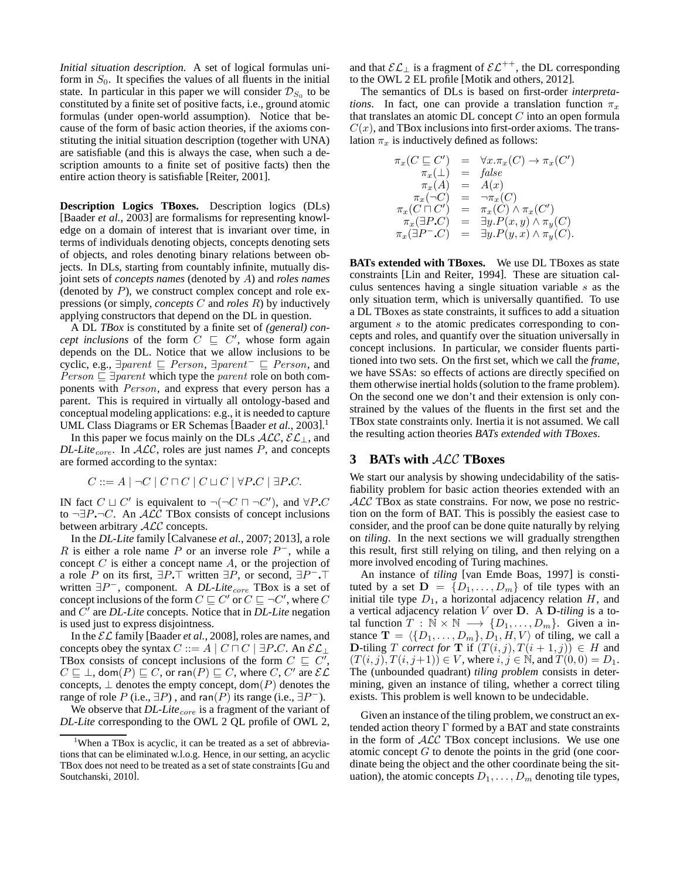*Initial situation description.* A set of logical formulas uniform in $S_0$. It specifies the values of all fluents in the initial state. In particular in this paper we will consider $\mathcal{D}_{S_0}$ to be constituted by a finite set of positive facts, i.e., ground atomic formulas (under open-world assumption). Notice that because of the form of basic action theories, if the axioms constituting the initial situation description (together with UNA) are satisfiable (and this is always the case, when such a description amounts to a finite set of positive facts) then the entire action theory is satisfiable [Reiter, 2001].

**Description Logics TBoxes.** Description logics (DLs) [Baader *et al.*, 2003] are formalisms for representing knowledge on a domain of interest that is invariant over time, in terms of individuals denoting objects, concepts denoting sets of objects, and roles denoting binary relations between objects. In DLs, starting from countably infinite, mutually disjoint sets of *concepts names* (denoted by $A$) and *roles names* (denoted by $P$), we construct complex concept and role expressions (or simply, *concepts* $C$ and *roles* $R$) by inductively applying constructors that depend on the DL in question.

A DL *TBox* is constituted by a finite set of *(general) concept inclusions* of the form $C \sqsubseteq C'$, whose form again depends on the DL. Notice that we allow inclusions to be cyclic, e.g., $\exists parent \sqsubseteq Person$, $\exists parent^- \sqsubseteq Person$, and $Person \sqsubseteq \exists parent$ which type the $parent$ role on both components with $Person$, and express that every person has a parent. This is required in virtually all ontology-based and conceptual modeling applications: e.g., it is needed to capture UML Class Diagrams or ER Schemas [Baader *et al.*, 2003].[1]

In this paper we focus mainly on the DLs $\mathcal{ALC}$, $\mathcal{EL}_\bot$, and *DL-Lite*$_{core}$. In $\mathcal{ALC}$, roles are just names $P$, and concepts are formed according to the syntax:

$$C ::= A \mid \neg C \mid C \sqcap C \mid C \sqcup C \mid \forall P.C \mid \exists P.C.$$

IN fact $C \sqcup C'$ is equivalent to $\neg(\neg C \sqcap \neg C')$, and $\forall P.C$ to $\neg \exists P.\neg C$. An $\mathcal{ALC}$ TBox consists of concept inclusions between arbitrary $\mathcal{ALC}$ concepts.

In the *DL-Lite* family [Calvanese *et al.*, 2007; 2013], a role $R$ is either a role name $P$ or an inverse role $P^-$, while a concept $C$ is either a concept name $A$, or the projection of a role $P$ on its first, $\exists P.\top$ written $\exists P$, or second, $\exists P^-.\top$ written $\exists P^-$, component. A *DL-Lite*$_{core}$ TBox is a set of concept inclusions of the form $C \sqsubseteq C'$ or $C \sqsubseteq \neg C'$, where $C$ and $C'$ are *DL-Lite* concepts. Notice that in *DL-Lite* negation is used just to express disjointness.

In the $\mathcal{EL}$ family [Baader *et al.*, 2008], roles are names, and concepts obey the syntax $C ::= A \mid C \sqcap C \mid \exists P.C$. An $\mathcal{EL}_\bot$ TBox consists of concept inclusions of the form $C \sqsubseteq C'$, $C \sqsubseteq \bot$, $\mathsf{dom}(P) \sqsubseteq C$, or $\mathsf{ran}(P) \sqsubseteq C$, where $C$, $C'$ are $\mathcal{EL}$ concepts, $\bot$ denotes the empty concept, $\mathsf{dom}(P)$ denotes the range of role $P$ (i.e., $\exists P$) , and $\mathsf{ran}(P)$ its range (i.e., $\exists P^-$).

We observe that *DL-Lite*$_{core}$ is a fragment of the variant of *DL-Lite* corresponding to the OWL 2 QL profile of OWL 2, and that $\mathcal{EL}_\bot$ is a fragment of $\mathcal{EL}^{++}$, the DL corresponding to the OWL 2 EL profile [Motik and others, 2012].

The semantics of DLs is based on first-order *interpretations*. In fact, one can provide a translation function $\pi_x$ that translates an atomic DL concept $C$ into an open formula $C(x)$, and TBox inclusions into first-order axioms. The translation $\pi_x$ is inductively defined as follows:

$$
\begin{array}{rcl}
\pi_x(C \sqsubseteq C') & = & \forall x.\pi_x(C) \rightarrow \pi_x(C') \\
\pi_x(\bot) & = & \mathit{false} \\
\pi_x(A) & = & A(x) \\
\pi_x(\neg C) & = & \neg \pi_x(C) \\
\pi_x(C \sqcap C') & = & \pi_x(C) \land \pi_x(C') \\
\pi_x(\exists P.C) & = & \exists y.P(x,y) \land \pi_y(C) \\
\pi_x(\exists P^-.C) & = & \exists y.P(y,x) \land \pi_y(C).
\end{array}
$$

**BATs extended with TBoxes.** We use DL TBoxes as state constraints [Lin and Reiter, 1994]. These are situation calculus sentences having a single situation variable $s$ as the only situation term, which is universally quantified. To use a DL TBoxes as state constraints, it suffices to add a situation argument $s$ to the atomic predicates corresponding to concepts and roles, and quantify over the situation universally in concept inclusions. In particular, we consider fluents partitioned into two sets. On the first set, which we call the *frame*, we have SSAs: so effects of actions are directly specified on them otherwise inertial holds (solution to the frame problem). On the second one we don't and their extension is only constrained by the values of the fluents in the first set and the TBox state constraints only. Inertia it is not assumed. We call the resulting action theories *BATs extended with TBoxes*.

## 3 BATs with $\mathcal{ALC}$ TBoxes

We start our analysis by showing undecidability of the satisfiability problem for basic action theories extended with an $\mathcal{ALC}$ TBox as state constrains. For now, we pose no restriction on the form of BAT. This is possibly the easiest case to consider, and the proof can be done quite naturally by relying on *tiling*. In the next sections we will gradually strengthen this result, first still relying on tiling, and then relying on a more involved encoding of Turing machines.

An instance of *tiling* [van Emde Boas, 1997] is constituted by a set $\mathbf{D} = \{D_1, \ldots, D_m\}$ of tile types with an initial tile type $D_1$, a horizontal adjacency relation $H$, and a vertical adjacency relation $V$ over $\mathbf{D}$. A $\mathbf{D}$-*tiling* is a total function $T : \mathbb{N} \times \mathbb{N} \longrightarrow \{D_1, \ldots, D_m\}$. Given a instance $\mathbf{T} = \langle \{D_1, \ldots, D_m\}, D_1, H, V\rangle$ of tiling, we call a $\mathbf{D}$-tiling $T$ *correct for* $\mathbf{T}$ if $(T(i,j), T(i+1,j)) \in H$ and $(T(i,j), T(i,j+1)) \in V$, where $i, j \in \mathbb{N}$, and $T(0,0) = D_1$. The (unbounded quadrant) *tiling problem* consists in determining, given an instance of tiling, whether a correct tiling exists. This problem is well known to be undecidable.

Given an instance of the tiling problem, we construct an extended action theory $\Gamma$ formed by a BAT and state constraints in the form of $\mathcal{ALC}$ TBox concept inclusions. We use one atomic concept $G$ to denote the points in the grid (one coordinate being the object and the other coordinate being the situation), the atomic concepts $D_1, \ldots, D_m$ denoting tile types,

[1] When a TBox is acyclic, it can be treated as a set of abbreviations that can be eliminated w.l.o.g. Hence, in our setting, an acyclic TBox does not need to be treated as a set of state constraints [Gu and Soutchanski, 2010].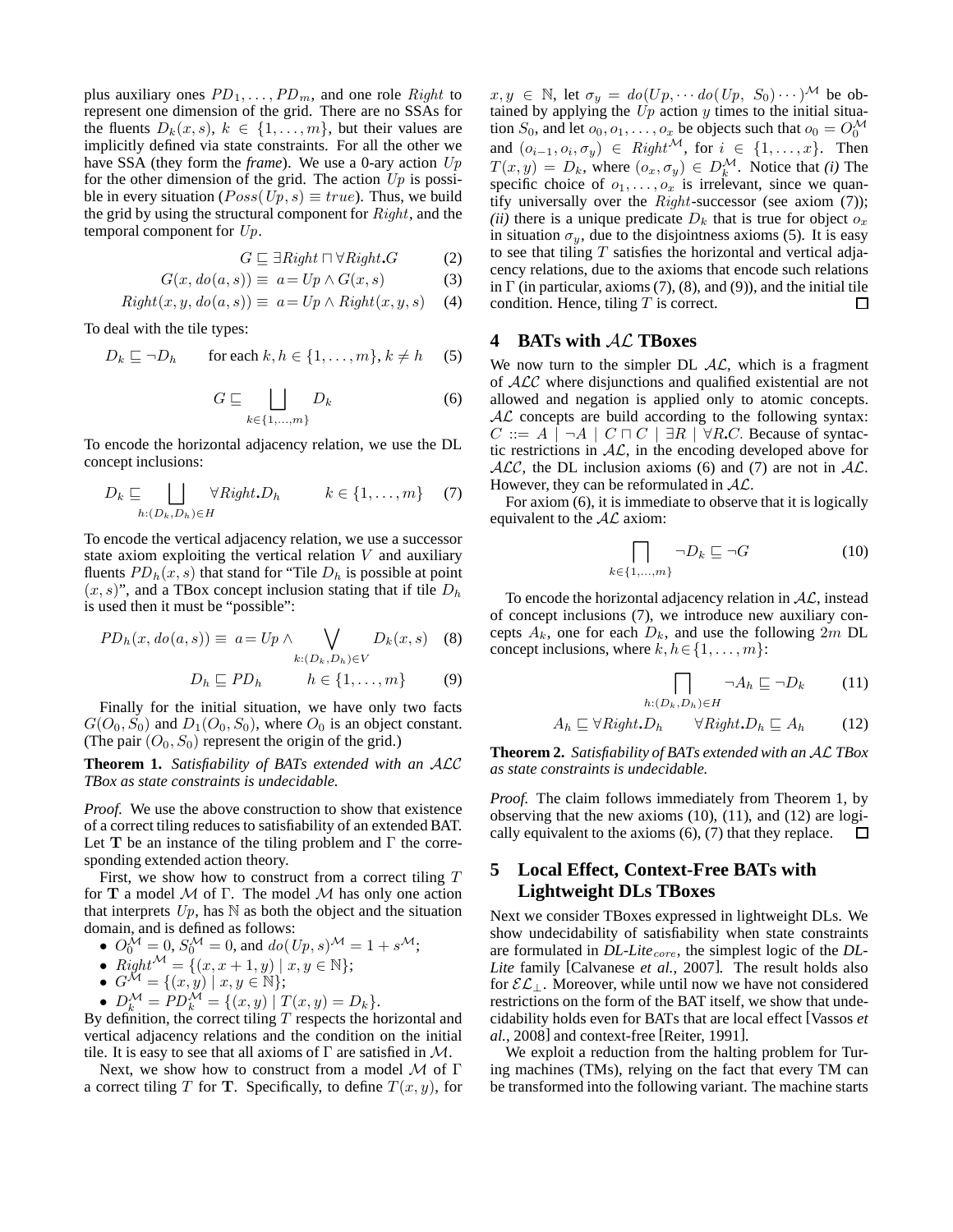plus auxiliary ones $PD_1, \ldots, PD_m$, and one role $Right$ to represent one dimension of the grid. There are no SSAs for the fluents $D_k(x, s)$, $k \in \{1, \ldots, m\}$, but their values are implicitly defined via state constraints. For all the other we have SSA (they form the *frame*). We use a 0-ary action $Up$ for the other dimension of the grid. The action $Up$ is possible in every situation ($Poss(Up, s) \equiv true$). Thus, we build the grid by using the structural component for $Right$, and the temporal component for $Up$.

$$G \sqsubseteq \exists Right \sqcap \forall Right.G \tag{2}$$

$$G(x, do(a, s)) \equiv a = Up \wedge G(x, s) \tag{3}$$

$$Right(x, y, do(a, s)) \equiv a = Up \wedge Right(x, y, s) \tag{4}$$

To deal with the tile types:

$$D_k \sqsubseteq \neg D_h \qquad \text{for each } k, h \in \{1, \ldots, m\}, k \neq h \tag{5}$$

$$G \sqsubseteq \bigsqcup_{k \in \{1, \ldots, m\}} D_k \tag{6}$$

To encode the horizontal adjacency relation, we use the DL concept inclusions:

$$D_k \sqsubseteq \bigsqcup_{h:(D_k, D_h) \in H} \forall Right.D_h \qquad k \in \{1, \ldots, m\} \tag{7}$$

To encode the vertical adjacency relation, we use a successor state axiom exploiting the vertical relation $V$ and auxiliary fluents $PD_h(x, s)$ that stand for "Tile $D_h$ is possible at point $(x, s)$", and a TBox concept inclusion stating that if tile $D_h$ is used then it must be "possible":

$$PD_h(x, do(a, s)) \equiv a = Up \wedge \bigvee_{k:(D_k, D_h) \in V} D_k(x, s) \tag{8}$$

$$D_h \sqsubseteq PD_h \qquad h \in \{1, \ldots, m\} \tag{9}$$

Finally for the initial situation, we have only two facts $G(O_0, S_0)$ and $D_1(O_0, S_0)$, where $O_0$ is an object constant. (The pair $(O_0, S_0)$ represent the origin of the grid.)

**Theorem 1.** *Satisfiability of BATs extended with an $\mathcal{ALC}$ TBox as state constraints is undecidable.*

*Proof.* We use the above construction to show that existence of a correct tiling reduces to satisfiability of an extended BAT. Let $\mathbf{T}$ be an instance of the tiling problem and $\Gamma$ the corresponding extended action theory.

First, we show how to construct from a correct tiling $T$ for $\mathbf{T}$ a model $\mathcal{M}$ of $\Gamma$. The model $\mathcal{M}$ has only one action that interprets $Up$, has $\mathbb{N}$ as both the object and the situation domain, and is defined as follows:

- $O_0^{\mathcal{M}} = 0$, $S_0^{\mathcal{M}} = 0$, and $do(Up, s)^{\mathcal{M}} = 1 + s^{\mathcal{M}}$;
- $Right^{\mathcal{M}} = \{(x, x+1, y) \mid x, y \in \mathbb{N}\}$;
- $G^{\mathcal{M}} = \{(x, y) \mid x, y \in \mathbb{N}\}$;
- $D_k^{\mathcal{M}} = PD_k^{\mathcal{M}} = \{(x, y) \mid T(x, y) = D_k\}$.

By definition, the correct tiling $T$ respects the horizontal and vertical adjacency relations and the condition on the initial tile. It is easy to see that all axioms of $\Gamma$ are satisfied in $\mathcal{M}$.

Next, we show how to construct from a model $\mathcal{M}$ of $\Gamma$ a correct tiling $T$ for $\mathbf{T}$. Specifically, to define $T(x, y)$, for $x, y \in \mathbb{N}$, let $\sigma_y = do(Up, \cdots do(Up, S_0) \cdots)^{\mathcal{M}}$ be obtained by applying the $Up$ action $y$ times to the initial situation $S_0$, and let $o_0, o_1, \ldots, o_x$ be objects such that $o_0 = O_0^{\mathcal{M}}$ and $(o_{i-1}, o_i, \sigma_y) \in Right^{\mathcal{M}}$, for $i \in \{1, \ldots, x\}$. Then $T(x, y) = D_k$, where $(o_x, \sigma_y) \in D_k^{\mathcal{M}}$. Notice that *(i)* The specific choice of $o_1, \ldots, o_x$ is irrelevant, since we quantify universally over the $Right$-successor (see axiom (7)); *(ii)* there is a unique predicate $D_k$ that is true for object $o_x$ in situation $\sigma_y$, due to the disjointness axioms (5). It is easy to see that tiling $T$ satisfies the horizontal and vertical adjacency relations, due to the axioms that encode such relations in $\Gamma$ (in particular, axioms (7), (8), and (9)), and the initial tile condition. Hence, tiling $T$ is correct. ☐

## 4 BATs with $\mathcal{AL}$ TBoxes

We now turn to the simpler DL $\mathcal{AL}$, which is a fragment of $\mathcal{ALC}$ where disjunctions and qualified existential are not allowed and negation is applied only to atomic concepts. $\mathcal{AL}$ concepts are build according to the following syntax: $C ::= A \mid \neg A \mid C \sqcap C \mid \exists R \mid \forall R.C$. Because of syntactic restrictions in $\mathcal{AL}$, in the encoding developed above for $\mathcal{ALC}$, the DL inclusion axioms (6) and (7) are not in $\mathcal{AL}$. However, they can be reformulated in $\mathcal{AL}$.

For axiom (6), it is immediate to observe that it is logically equivalent to the $\mathcal{AL}$ axiom:

$$\bigsqcap_{k \in \{1, \ldots, m\}} \neg D_k \sqsubseteq \neg G \tag{10}$$

To encode the horizontal adjacency relation in $\mathcal{AL}$, instead of concept inclusions (7), we introduce new auxiliary concepts $A_k$, one for each $D_k$, and use the following $2m$ DL concept inclusions, where $k, h \in \{1, \ldots, m\}$:

$$\bigsqcap_{h:(D_k, D_h) \in H} \neg A_h \sqsubseteq \neg D_k \tag{11}$$

$$A_h \sqsubseteq \forall Right.D_h \qquad \forall Right.D_h \sqsubseteq A_h \tag{12}$$

**Theorem 2.** *Satisfiability of BATs extended with an $\mathcal{AL}$ TBox as state constraints is undecidable.*

*Proof.* The claim follows immediately from Theorem 1, by observing that the new axioms (10), (11), and (12) are logically equivalent to the axioms (6), (7) that they replace. ☐

## 5 Local Effect, Context-Free BATs with Lightweight DLs TBoxes

Next we consider TBoxes expressed in lightweight DLs. We show undecidability of satisfiability when state constraints are formulated in *DL-Lite*$_{core}$, the simplest logic of the *DL-Lite* family [Calvanese *et al.*, 2007]. The result holds also for $\mathcal{EL}_\perp$. Moreover, while until now we have not considered restrictions on the form of the BAT itself, we show that undecidability holds even for BATs that are local effect [Vassos *et al.*, 2008] and context-free [Reiter, 1991].

We exploit a reduction from the halting problem for Turing machines (TMs), relying on the fact that every TM can be transformed into the following variant. The machine starts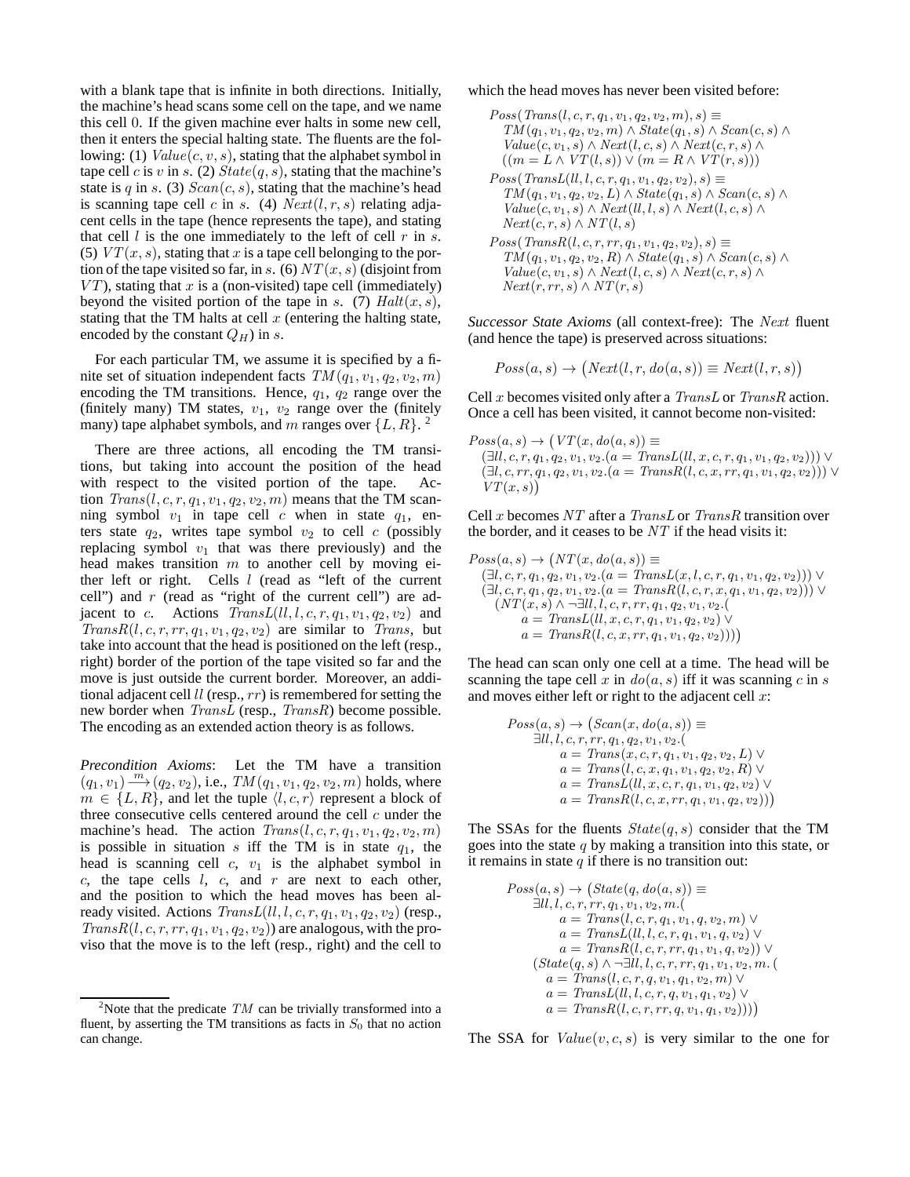with a blank tape that is infinite in both directions. Initially, the machine's head scans some cell on the tape, and we name this cell 0. If the given machine ever halts in some new cell, then it enters the special halting state. The fluents are the following: (1) $Value(c, v, s)$, stating that the alphabet symbol in tape cell $c$ is $v$ in $s$. (2) $State(q, s)$, stating that the machine's state is $q$ in $s$. (3) $Scan(c, s)$, stating that the machine's head is scanning tape cell $c$ in $s$. (4) $Next(l, r, s)$ relating adjacent cells in the tape (hence represents the tape), and stating that cell $l$ is the one immediately to the left of cell $r$ in $s$. (5) $VT(x, s)$, stating that $x$ is a tape cell belonging to the portion of the tape visited so far, in $s$. (6) $NT(x, s)$ (disjoint from $VT$), stating that $x$ is a (non-visited) tape cell (immediately) beyond the visited portion of the tape in $s$. (7) $Halt(x, s)$, stating that the TM halts at cell $x$ (entering the halting state, encoded by the constant $Q_H$) in $s$.

For each particular TM, we assume it is specified by a finite set of situation independent facts $TM(q_1, v_1, q_2, v_2, m)$ encoding the TM transitions. Hence, $q_1$, $q_2$ range over the (finitely many) TM states, $v_1$, $v_2$ range over the (finitely many) tape alphabet symbols, and $m$ ranges over $\{L, R\}$. [2]

There are three actions, all encoding the TM transitions, but taking into account the position of the head with respect to the visited portion of the tape. Action $Trans(l, c, r, q_1, v_1, q_2, v_2, m)$ means that the TM scanning symbol $v_1$ in tape cell $c$ when in state $q_1$, enters state $q_2$, writes tape symbol $v_2$ to cell $c$ (possibly replacing symbol $v_1$ that was there previously) and the head makes transition $m$ to another cell by moving either left or right. Cells $l$ (read as "left of the current cell") and $r$ (read as "right of the current cell") are adjacent to $c$. Actions $TransL(ll, l, c, r, q_1, v_1, q_2, v_2)$ and $TransR(l, c, r, rr, q_1, v_1, q_2, v_2)$ are similar to $Trans$, but take into account that the head is positioned on the left (resp., right) border of the portion of the tape visited so far and the move is just outside the current border. Moreover, an additional adjacent cell $ll$ (resp., $rr$) is remembered for setting the new border when $TransL$ (resp., $TransR$) become possible. The encoding as an extended action theory is as follows.

*Precondition Axioms*: Let the TM have a transition $(q_1, v_1) \xrightarrow{m} (q_2, v_2)$, i.e., $TM(q_1, v_1, q_2, v_2, m)$ holds, where $m \in \{L, R\}$, and let the tuple $\langle l, c, r \rangle$ represent a block of three consecutive cells centered around the cell $c$ under the machine's head. The action $Trans(l, c, r, q_1, v_1, q_2, v_2, m)$ is possible in situation $s$ iff the TM is in state $q_1$, the head is scanning cell $c$, $v_1$ is the alphabet symbol in $c$, the tape cells $l$, $c$, and $r$ are next to each other, and the position to which the head moves has been already visited. Actions $TransL(ll, l, c, r, q_1, v_1, q_2, v_2)$ (resp., $TransR(l, c, r, rr, q_1, v_1, q_2, v_2)$) are analogous, with the proviso that the move is to the left (resp., right) and the cell to which the head moves has never been visited before:

$$
\begin{array}{l}
Poss(Trans(l, c, r, q_1, v_1, q_2, v_2, m), s) \equiv \\
\quad TM(q_1, v_1, q_2, v_2, m) \wedge State(q_1, s) \wedge Scan(c, s) \wedge \\
\quad Value(c, v_1, s) \wedge Next(l, c, s) \wedge Next(c, r, s) \wedge \\
\quad ((m = L \wedge VT(l, s)) \vee (m = R \wedge VT(r, s))) \\
Poss(TransL(ll, l, c, r, q_1, v_1, q_2, v_2), s) \equiv \\
\quad TM(q_1, v_1, q_2, v_2, L) \wedge State(q_1, s) \wedge Scan(c, s) \wedge \\
\quad Value(c, v_1, s) \wedge Next(ll, l, s) \wedge Next(l, c, s) \wedge \\
\quad Next(c, r, s) \wedge NT(l, s) \\
Poss(TransR(l, c, r, rr, q_1, v_1, q_2, v_2), s) \equiv \\
\quad TM(q_1, v_1, q_2, v_2, R) \wedge State(q_1, s) \wedge Scan(c, s) \wedge \\
\quad Value(c, v_1, s) \wedge Next(l, c, s) \wedge Next(c, r, s) \wedge \\
\quad Next(r, rr, s) \wedge NT(r, s)
\end{array}
$$

*Successor State Axioms* (all context-free): The $Next$ fluent (and hence the tape) is preserved across situations:

$$Poss(a, s) \rightarrow \big(Next(l, r, do(a, s)) \equiv Next(l, r, s)\big)$$

Cell $x$ becomes visited only after a $TransL$ or $TransR$ action. Once a cell has been visited, it cannot become non-visited:

$$
\begin{array}{l}
Poss(a, s) \rightarrow \big(VT(x, do(a, s)) \equiv \\
\quad (\exists l, c, r, q_1, q_2, v_1, v_2.(a = TransL(ll, x, c, r, q_1, v_1, q_2, v_2))) \vee \\
\quad (\exists l, c, rr, q_1, q_2, v_1, v_2.(a = TransR(l, c, x, rr, q_1, v_1, q_2, v_2))) \vee \\
\quad VT(x, s)\big)
\end{array}
$$

Cell $x$ becomes $NT$ after a $TransL$ or $TransR$ transition over the border, and it ceases to be $NT$ if the head visits it:

$$
\begin{array}{l}
Poss(a, s) \rightarrow \big(NT(x, do(a, s)) \equiv \\
\quad (\exists l, c, r, q_1, q_2, v_1, v_2.(a = TransL(x, l, c, r, q_1, v_1, q_2, v_2))) \vee \\
\quad (\exists l, c, r, q_1, q_2, v_1, v_2.(a = TransR(l, c, r, x, q_1, v_1, q_2, v_2))) \vee \\
\quad\quad (NT(x, s) \wedge \neg\exists ll, l, c, r, rr, q_1, q_2, v_1, v_2.( \\
\quad\quad\quad a = TransL(ll, x, c, r, q_1, v_1, q_2, v_2) \vee \\
\quad\quad\quad a = TransR(l, c, x, rr, q_1, v_1, q_2, v_2)))\big)
\end{array}
$$

The head can scan only one cell at a time. The head will be scanning the tape cell $x$ in $do(a, s)$ iff it was scanning $c$ in $s$ and moves either left or right to the adjacent cell $x$:

$$
\begin{array}{l}
Poss(a, s) \rightarrow \big(Scan(x, do(a, s)) \equiv \\
\quad \exists ll, l, c, r, rr, q_1, q_2, v_1, v_2.( \\
\quad\quad a = Trans(x, c, r, q_1, v_1, q_2, v_2, L) \vee \\
\quad\quad a = Trans(l, c, x, q_1, v_1, q_2, v_2, R) \vee \\
\quad\quad a = TransL(ll, x, c, r, q_1, v_1, q_2, v_2) \vee \\
\quad\quad a = TransR(l, c, x, rr, q_1, v_1, q_2, v_2))\big)
\end{array}
$$

The SSAs for the fluents $State(q, s)$ consider that the TM goes into the state $q$ by making a transition into this state, or it remains in state $q$ if there is no transition out:

$$
\begin{array}{l}
Poss(a, s) \rightarrow \big(State(q, do(a, s)) \equiv \\
\quad \exists ll, l, c, r, rr, q_1, v_1, v_2, m.( \\
\quad\quad a = Trans(l, c, r, q_1, v_1, q, v_2, m) \vee \\
\quad\quad a = TransL(ll, l, c, r, q_1, v_1, q, v_2) \vee \\
\quad\quad a = TransR(l, c, r, rr, q_1, v_1, q, v_2)) \vee \\
\quad (State(q, s) \wedge \neg\exists ll, l, c, r, rr, q_1, v_1, v_2, m.( \\
\quad\quad a = Trans(l, c, r, q, v_1, q_1, v_2, m) \vee \\
\quad\quad a = TransL(ll, l, c, r, q, v_1, q_1, v_2) \vee \\
\quad\quad a = TransR(l, c, r, rr, q, v_1, q_1, v_2)))\big)
\end{array}
$$

The SSA for $Value(v, c, s)$ is very similar to the one for

[2] Note that the predicate $TM$ can be trivially transformed into a fluent, by asserting the TM transitions as facts in $S_0$ that no action can change.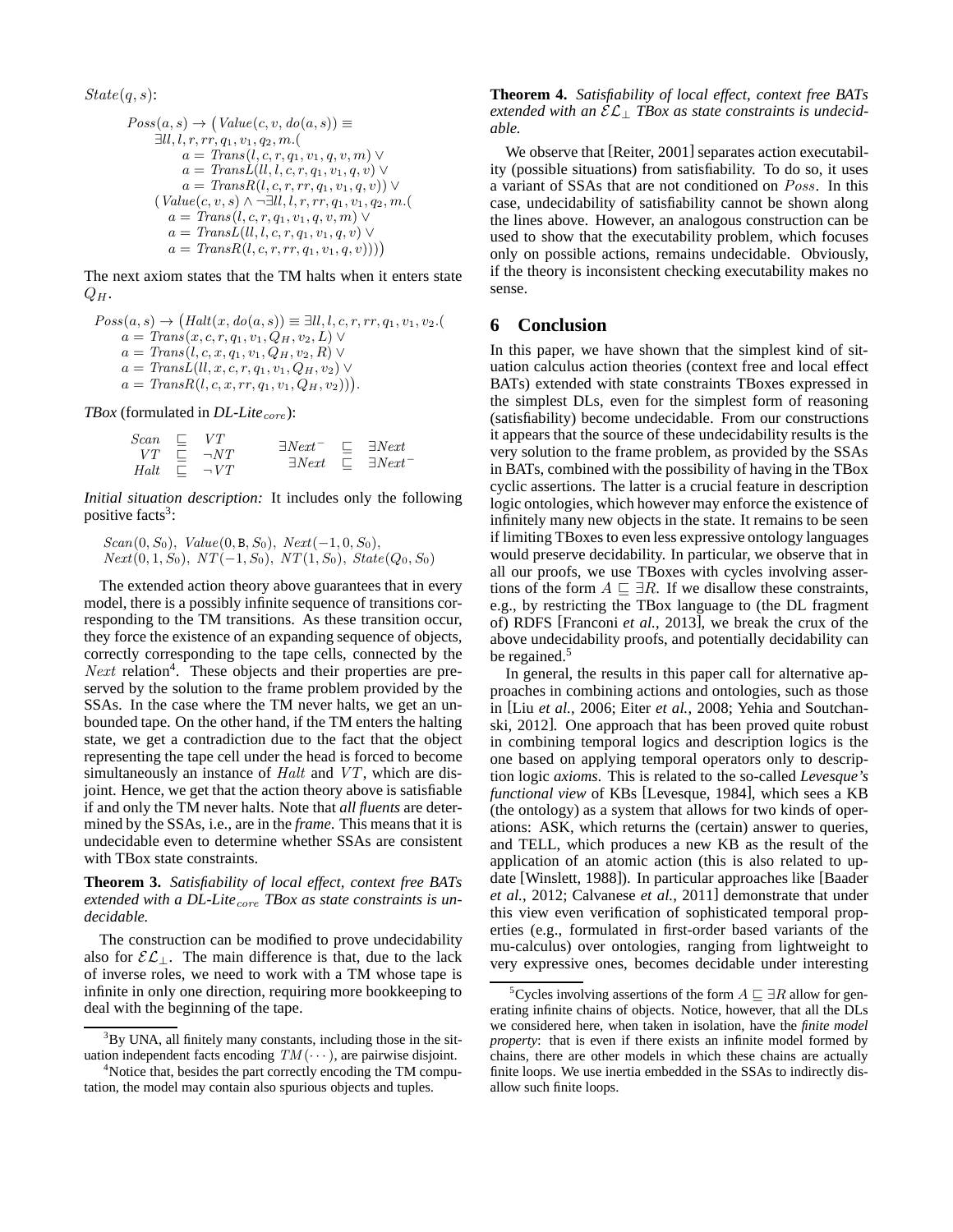$State(q, s)$:

$$
\begin{aligned}
&Poss(a, s) \rightarrow \big(Value(c, v, do(a, s)) \equiv \\
&\quad \exists ll, l, r, rr, q_1, v_1, q_2, m.( \\
&\qquad a = Trans(l, c, r, q_1, v_1, q, v, m) \vee \\
&\qquad a = TransL(ll, l, c, r, q_1, v_1, q, v) \vee \\
&\qquad a = TransR(l, c, r, rr, q_1, v_1, q, v)) \vee \\
&\quad (Value(c, v, s) \wedge \neg \exists ll, l, r, rr, q_1, v_1, q_2, m.( \\
&\qquad a = Trans(l, c, r, q_1, v_1, q, v, m) \vee \\
&\qquad a = TransL(ll, l, c, r, q_1, v_1, q, v) \vee \\
&\qquad a = TransR(l, c, r, rr, q_1, v_1, q, v)))\big)
\end{aligned}
$$

The next axiom states that the TM halts when it enters state $Q_H$.

$$
\begin{aligned}
&Poss(a, s) \rightarrow \big(Halt(x, do(a, s)) \equiv \exists ll, l, c, r, rr, q_1, v_1, v_2.( \\
&\quad a = Trans(x, c, r, q_1, v_1, Q_H, v_2, L) \vee \\
&\quad a = Trans(l, c, x, q_1, v_1, Q_H, v_2, R) \vee \\
&\quad a = TransL(ll, x, c, r, q_1, v_1, Q_H, v_2) \vee \\
&\quad a = TransR(l, c, x, rr, q_1, v_1, Q_H, v_2))\big).
\end{aligned}
$$

*TBox* (formulated in *DL-Lite$_{core}$*):

$$
\begin{array}{rclcrcl}
Scan & \sqsubseteq & VT & \quad & \exists Next^- & \sqsubseteq & \exists Next \\
VT & \sqsubseteq & \neg NT & & \exists Next & \sqsubseteq & \exists Next^- \\
Halt & \sqsubseteq & \neg VT & & & &
\end{array}
$$

*Initial situation description:* It includes only the following positive facts[3]:

$$
\begin{aligned}
&Scan(0, S_0),\ Value(0, \mathtt{B}, S_0),\ Next(-1, 0, S_0), \\
&Next(0, 1, S_0),\ NT(-1, S_0),\ NT(1, S_0),\ State(Q_0, S_0)
\end{aligned}
$$

The extended action theory above guarantees that in every model, there is a possibly infinite sequence of transitions corresponding to the TM transitions. As these transition occur, they force the existence of an expanding sequence of objects, correctly corresponding to the tape cells, connected by the $Next$ relation[4]. These objects and their properties are preserved by the solution to the frame problem provided by the SSAs. In the case where the TM never halts, we get an unbounded tape. On the other hand, if the TM enters the halting state, we get a contradiction due to the fact that the object representing the tape cell under the head is forced to become simultaneously an instance of $Halt$ and $VT$, which are disjoint. Hence, we get that the action theory above is satisfiable if and only the TM never halts. Note that *all fluents* are determined by the SSAs, i.e., are in the *frame*. This means that it is undecidable even to determine whether SSAs are consistent with TBox state constraints.

**Theorem 3.** *Satisfiability of local effect, context free BATs extended with a DL-Lite$_{core}$ TBox as state constraints is undecidable.*

The construction can be modified to prove undecidability also for $\mathcal{EL}_\perp$. The main difference is that, due to the lack of inverse roles, we need to work with a TM whose tape is infinite in only one direction, requiring more bookkeeping to deal with the beginning of the tape.

**Theorem 4.** *Satisfiability of local effect, context free BATs extended with an $\mathcal{EL}_\perp$ TBox as state constraints is undecidable.*

We observe that [Reiter, 2001] separates action executability (possible situations) from satisfiability. To do so, it uses a variant of SSAs that are not conditioned on $Poss$. In this case, undecidability of satisfiability cannot be shown along the lines above. However, an analogous construction can be used to show that the executability problem, which focuses only on possible actions, remains undecidable. Obviously, if the theory is inconsistent checking executability makes no sense.

## 6 Conclusion

In this paper, we have shown that the simplest kind of situation calculus action theories (context free and local effect BATs) extended with state constraints TBoxes expressed in the simplest DLs, even for the simplest form of reasoning (satisfiability) become undecidable. From our constructions it appears that the source of these undecidability results is the very solution to the frame problem, as provided by the SSAs in BATs, combined with the possibility of having in the TBox cyclic assertions. The latter is a crucial feature in description logic ontologies, which however may enforce the existence of infinitely many new objects in the state. It remains to be seen if limiting TBoxes to even less expressive ontology languages would preserve decidability. In particular, we observe that in all our proofs, we use TBoxes with cycles involving assertions of the form $A \sqsubseteq \exists R$. If we disallow these constraints, e.g., by restricting the TBox language to (the DL fragment of) RDFS [Franconi *et al.*, 2013], we break the crux of the above undecidability proofs, and potentially decidability can be regained.[5]

In general, the results in this paper call for alternative approaches in combining actions and ontologies, such as those in [Liu *et al.*, 2006; Eiter *et al.*, 2008; Yehia and Soutchanski, 2012]. One approach that has been proved quite robust in combining temporal logics and description logics is the one based on applying temporal operators only to description logic *axioms*. This is related to the so-called *Levesque's functional view* of KBs [Levesque, 1984], which sees a KB (the ontology) as a system that allows for two kinds of operations: ASK, which returns the (certain) answer to queries, and TELL, which produces a new KB as the result of the application of an atomic action (this is also related to update [Winslett, 1988]). In particular approaches like [Baader *et al.*, 2012; Calvanese *et al.*, 2011] demonstrate that under this view even verification of sophisticated temporal properties (e.g., formulated in first-order based variants of the mu-calculus) over ontologies, ranging from lightweight to very expressive ones, becomes decidable under interesting

[3] By UNA, all finitely many constants, including those in the situation independent facts encoding $TM(\cdots)$, are pairwise disjoint.

[4] Notice that, besides the part correctly encoding the TM computation, the model may contain also spurious objects and tuples.

[5] Cycles involving assertions of the form $A \sqsubseteq \exists R$ allow for generating infinite chains of objects. Notice, however, that all the DLs we considered here, when taken in isolation, have the *finite model property*: that is even if there exists an infinite model formed by chains, there are other models in which these chains are actually finite loops. We use inertia embedded in the SSAs to indirectly disallow such finite loops.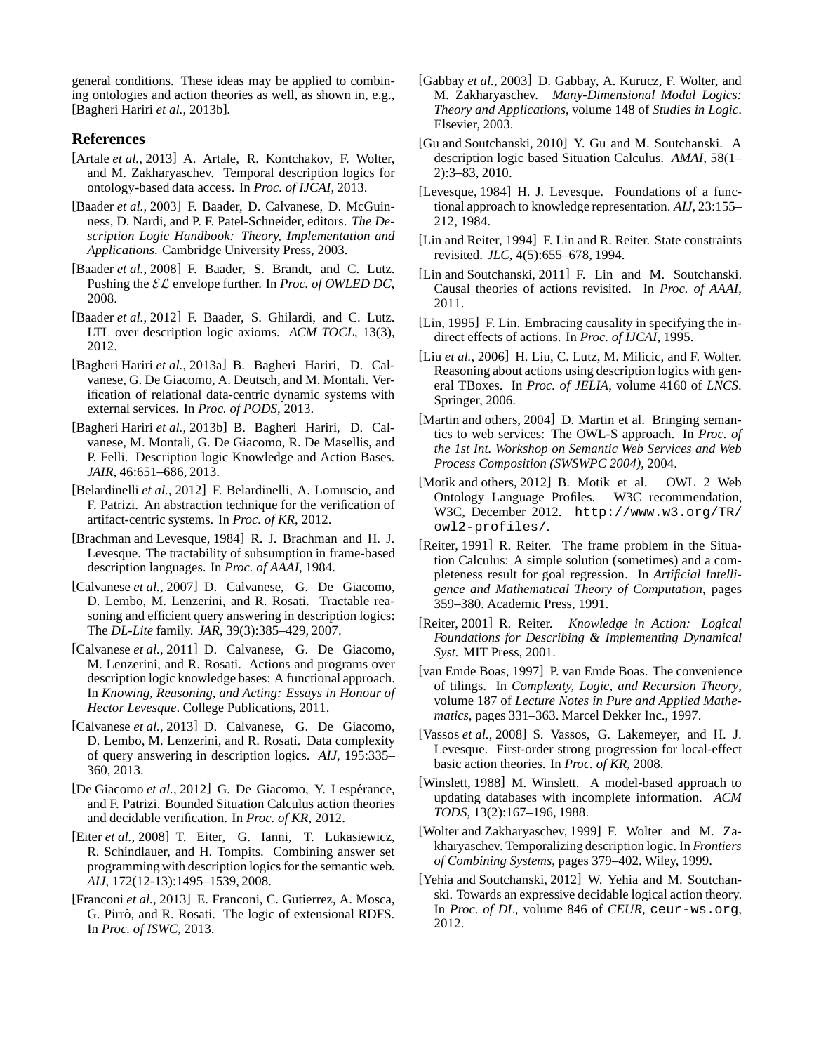general conditions. These ideas may be applied to combining ontologies and action theories as well, as shown in, e.g., [Bagheri Hariri *et al.*, 2013b].

## References

[Artale *et al.*, 2013] A. Artale, R. Kontchakov, F. Wolter, and M. Zakharyaschev. Temporal description logics for ontology-based data access. In *Proc. of IJCAI*, 2013.

[Baader *et al.*, 2003] F. Baader, D. Calvanese, D. McGuinness, D. Nardi, and P. F. Patel-Schneider, editors. *The Description Logic Handbook: Theory, Implementation and Applications*. Cambridge University Press, 2003.

[Baader *et al.*, 2008] F. Baader, S. Brandt, and C. Lutz. Pushing the $\mathcal{EL}$ envelope further. In *Proc. of OWLED DC*, 2008.

[Baader *et al.*, 2012] F. Baader, S. Ghilardi, and C. Lutz. LTL over description logic axioms. *ACM TOCL*, 13(3), 2012.

[Bagheri Hariri *et al.*, 2013a] B. Bagheri Hariri, D. Calvanese, G. De Giacomo, A. Deutsch, and M. Montali. Verification of relational data-centric dynamic systems with external services. In *Proc. of PODS*, 2013.

[Bagheri Hariri *et al.*, 2013b] B. Bagheri Hariri, D. Calvanese, M. Montali, G. De Giacomo, R. De Masellis, and P. Felli. Description logic Knowledge and Action Bases. *JAIR*, 46:651–686, 2013.

[Belardinelli *et al.*, 2012] F. Belardinelli, A. Lomuscio, and F. Patrizi. An abstraction technique for the verification of artifact-centric systems. In *Proc. of KR*, 2012.

[Brachman and Levesque, 1984] R. J. Brachman and H. J. Levesque. The tractability of subsumption in frame-based description languages. In *Proc. of AAAI*, 1984.

[Calvanese *et al.*, 2007] D. Calvanese, G. De Giacomo, D. Lembo, M. Lenzerini, and R. Rosati. Tractable reasoning and efficient query answering in description logics: The *DL-Lite* family. *JAR*, 39(3):385–429, 2007.

[Calvanese *et al.*, 2011] D. Calvanese, G. De Giacomo, M. Lenzerini, and R. Rosati. Actions and programs over description logic knowledge bases: A functional approach. In *Knowing, Reasoning, and Acting: Essays in Honour of Hector Levesque*. College Publications, 2011.

[Calvanese *et al.*, 2013] D. Calvanese, G. De Giacomo, D. Lembo, M. Lenzerini, and R. Rosati. Data complexity of query answering in description logics. *AIJ*, 195:335–360, 2013.

[De Giacomo *et al.*, 2012] G. De Giacomo, Y. Lespérance, and F. Patrizi. Bounded Situation Calculus action theories and decidable verification. In *Proc. of KR*, 2012.

[Eiter *et al.*, 2008] T. Eiter, G. Ianni, T. Lukasiewicz, R. Schindlauer, and H. Tompits. Combining answer set programming with description logics for the semantic web. *AIJ*, 172(12-13):1495–1539, 2008.

[Franconi *et al.*, 2013] E. Franconi, C. Gutierrez, A. Mosca, G. Pirrò, and R. Rosati. The logic of extensional RDFS. In *Proc. of ISWC*, 2013.

[Gabbay *et al.*, 2003] D. Gabbay, A. Kurucz, F. Wolter, and M. Zakharyaschev. *Many-Dimensional Modal Logics: Theory and Applications*, volume 148 of *Studies in Logic*. Elsevier, 2003.

[Gu and Soutchanski, 2010] Y. Gu and M. Soutchanski. A description logic based Situation Calculus. *AMAI*, 58(1–2):3–83, 2010.

[Levesque, 1984] H. J. Levesque. Foundations of a functional approach to knowledge representation. *AIJ*, 23:155–212, 1984.

[Lin and Reiter, 1994] F. Lin and R. Reiter. State constraints revisited. *JLC*, 4(5):655–678, 1994.

[Lin and Soutchanski, 2011] F. Lin and M. Soutchanski. Causal theories of actions revisited. In *Proc. of AAAI*, 2011.

[Lin, 1995] F. Lin. Embracing causality in specifying the indirect effects of actions. In *Proc. of IJCAI*, 1995.

[Liu *et al.*, 2006] H. Liu, C. Lutz, M. Milicic, and F. Wolter. Reasoning about actions using description logics with general TBoxes. In *Proc. of JELIA*, volume 4160 of *LNCS*. Springer, 2006.

[Martin and others, 2004] D. Martin et al. Bringing semantics to web services: The OWL-S approach. In *Proc. of the 1st Int. Workshop on Semantic Web Services and Web Process Composition (SWSWPC 2004)*, 2004.

[Motik and others, 2012] B. Motik et al. OWL 2 Web Ontology Language Profiles. W3C recommendation, W3C, December 2012. `http://www.w3.org/TR/owl2-profiles/`.

[Reiter, 1991] R. Reiter. The frame problem in the Situation Calculus: A simple solution (sometimes) and a completeness result for goal regression. In *Artificial Intelligence and Mathematical Theory of Computation*, pages 359–380. Academic Press, 1991.

[Reiter, 2001] R. Reiter. *Knowledge in Action: Logical Foundations for Describing & Implementing Dynamical Syst.* MIT Press, 2001.

[van Emde Boas, 1997] P. van Emde Boas. The convenience of tilings. In *Complexity, Logic, and Recursion Theory*, volume 187 of *Lecture Notes in Pure and Applied Mathematics*, pages 331–363. Marcel Dekker Inc., 1997.

[Vassos *et al.*, 2008] S. Vassos, G. Lakemeyer, and H. J. Levesque. First-order strong progression for local-effect basic action theories. In *Proc. of KR*, 2008.

[Winslett, 1988] M. Winslett. A model-based approach to updating databases with incomplete information. *ACM TODS*, 13(2):167–196, 1988.

[Wolter and Zakharyaschev, 1999] F. Wolter and M. Zakharyaschev. Temporalizing description logic. In *Frontiers of Combining Systems*, pages 379–402. Wiley, 1999.

[Yehia and Soutchanski, 2012] W. Yehia and M. Soutchanski. Towards an expressive decidable logical action theory. In *Proc. of DL*, volume 846 of *CEUR*, `ceur-ws.org`, 2012.